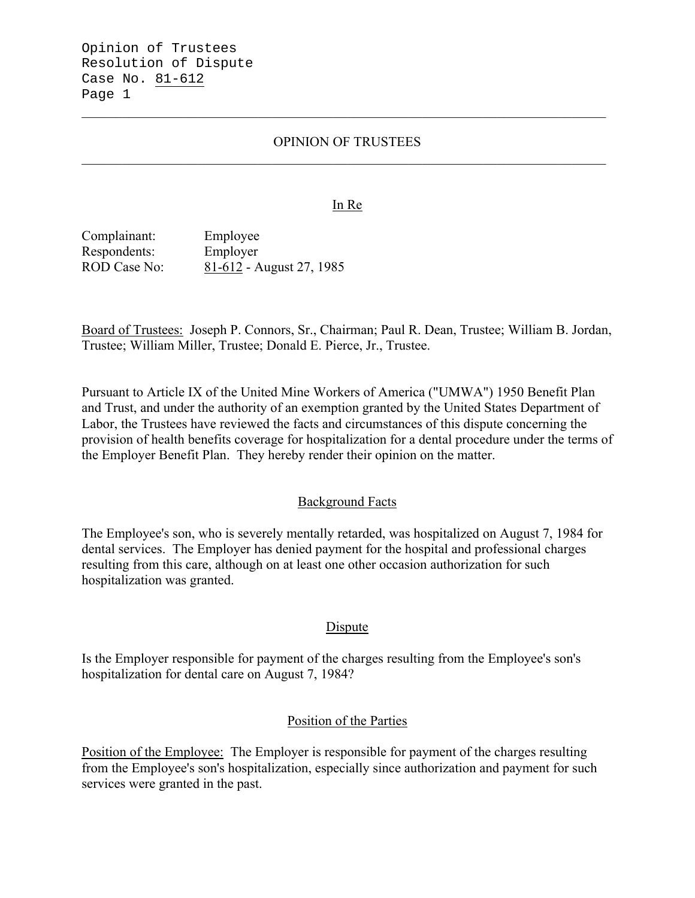# OPINION OF TREES

# OPINION OF TRUSTEES

## In Re

Complainant: Employee
Respondents: Employer
ROD Case No: 81-612 - August 27, 1985

Board of Trustees: Joseph P. Connors, Sr., Chairman; Paul R. Dean, Trustee; William B. Jordan, Trustee; William Miller, Trustee; Donald E. Pierce, Jr., Trustee.

Pursuant to Article IX of the United Mine Workers of America ("UMWA") 1950 Benefit Plan and Trust, and under the authority of an exemption granted by the United States Department of Labor, the Trustees have reviewed the facts and circumstances of this dispute concerning the provision of health benefits coverage for hospitalization for a dental procedure under the terms of the Employer Benefit Plan. They hereby render their opinion on the matter.

## Background Facts

The Employee's son, who is severely mentally retarded, was hospitalized on August 7, 1984 for dental services. The Employer has denied payment for the hospital and professional charges resulting from this care, although on at least one other occasion authorization for such hospitalization was granted.

## Dispute

Is the Employer responsible for payment of the charges resulting from the Employee's son's hospitalization for dental care on August 7, 1984?

## Position of the Parties

Position of the Employee: The Employer is responsible for payment of the charges resulting from the Employee's son's hospitalization, especially since authorization and payment for such services were granted in the past.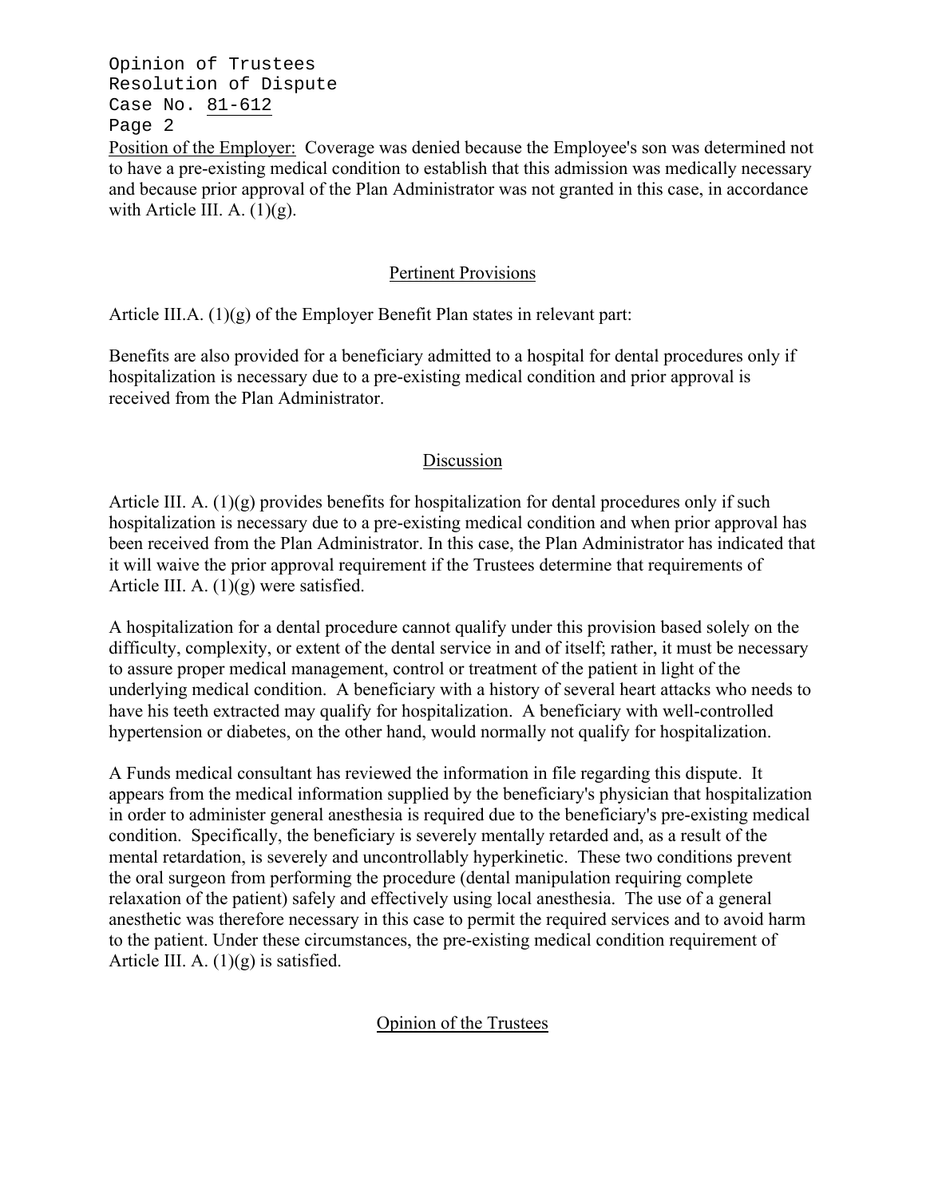Position of the Employer: Coverage was denied because the Employee's son was determined not to have a pre-existing medical condition to establish that this admission was medically necessary and because prior approval of the Plan Administrator was not granted in this case, in accordance with Article III. A. (1)(g).

## Pertinent Provisions

Article III.A. (1)(g) of the Employer Benefit Plan states in relevant part:

Benefits are also provided for a beneficiary admitted to a hospital for dental procedures only if hospitalization is necessary due to a pre-existing medical condition and prior approval is received from the Plan Administrator.

## Discussion

Article III. A. (1)(g) provides benefits for hospitalization for dental procedures only if such hospitalization is necessary due to a pre-existing medical condition and when prior approval has been received from the Plan Administrator. In this case, the Plan Administrator has indicated that it will waive the prior approval requirement if the Trustees determine that requirements of Article III. A. (1)(g) were satisfied.

A hospitalization for a dental procedure cannot qualify under this provision based solely on the difficulty, complexity, or extent of the dental service in and of itself; rather, it must be necessary to assure proper medical management, control or treatment of the patient in light of the underlying medical condition. A beneficiary with a history of several heart attacks who needs to have his teeth extracted may qualify for hospitalization. A beneficiary with well-controlled hypertension or diabetes, on the other hand, would normally not qualify for hospitalization.

A Funds medical consultant has reviewed the information in file regarding this dispute. It appears from the medical information supplied by the beneficiary's physician that hospitalization in order to administer general anesthesia is required due to the beneficiary's pre-existing medical condition. Specifically, the beneficiary is severely mentally retarded and, as a result of the mental retardation, is severely and uncontrollably hyperkinetic. These two conditions prevent the oral surgeon from performing the procedure (dental manipulation requiring complete relaxation of the patient) safely and effectively using local anesthesia. The use of a general anesthetic was therefore necessary in this case to permit the required services and to avoid harm to the patient. Under these circumstances, the pre-existing medical condition requirement of Article III. A. (1)(g) is satisfied.

## Opinion of the Trustees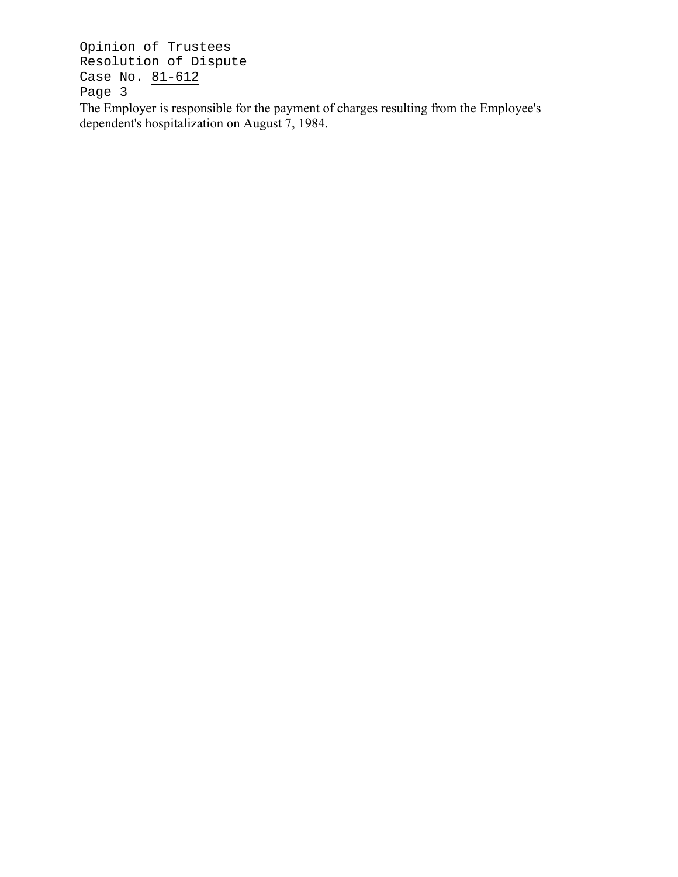The Employer is responsible for the payment of charges resulting from the Employee's dependent's hospitalization on August 7, 1984.